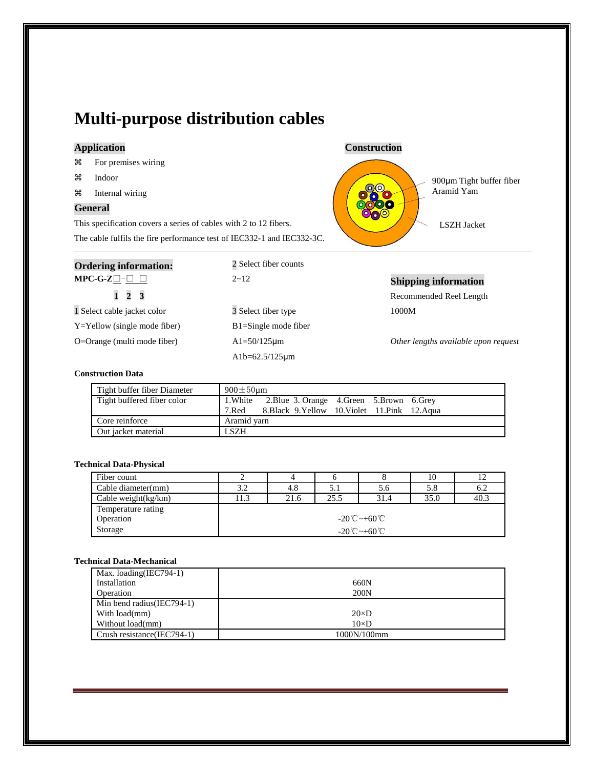# Multi-purpose distribution cables

## Application

- For premises wiring
- Indoor
- Internal wiring

## General

This specification covers a series of cables with 2 to 12 fibers.

The cable fulfils the fire performance test of IEC332-1 and IEC332-3C.

## Construction

900μm Tight buffer fiber

Aramid Yam

LSZH Jacket

## Ordering information:

**MPC-G-Z□-□ □**

**1 2 3**

1 Select cable jacket color

Y=Yellow (single mode fiber)

O=Orange (multi mode fiber)

2 Select fiber counts

2~12

3 Select fiber type

B1=Single mode fiber

A1=50/125μm

A1b=62.5/125μm

## Shipping information

Recommended Reel Length

1000M

*Other lengths available upon request*

**Construction Data**

| Tight buffer fiber Diameter | 900±50μm |
|---|---|
| Tight buffered fiber color | 1.White 2.Blue 3. Orange 4.Green 5.Brown 6.Grey<br>7.Red 8.Black 9.Yellow 10.Violet 11.Pink 12.Aqua |
| Core reinforce | Aramid yarn |
| Out jacket material | LSZH |

**Technical Data-Physical**

| Fiber count | 2 | 4 | 6 | 8 | 10 | 12 |
|---|---|---|---|---|---|---|
| Cable diameter(mm) | 3.2 | 4.8 | 5.1 | 5.6 | 5.8 | 6.2 |
| Cable weight(kg/km) | 11.3 | 21.6 | 25.5 | 31.4 | 35.0 | 40.3 |
| Temperature rating | | | | | | |
| Operation | -20℃~+60℃ | | | | | |
| Storage | -20℃~+60℃ | | | | | |

**Technical Data-Mechanical**

| Max. loading(IEC794-1) | |
|---|---|
| Installation | 660N |
| Operation | 200N |
| Min bend radius(IEC794-1) | |
| With load(mm) | 20×D |
| Without load(mm) | 10×D |
| Crush resistance(IEC794-1) | 1000N/100mm |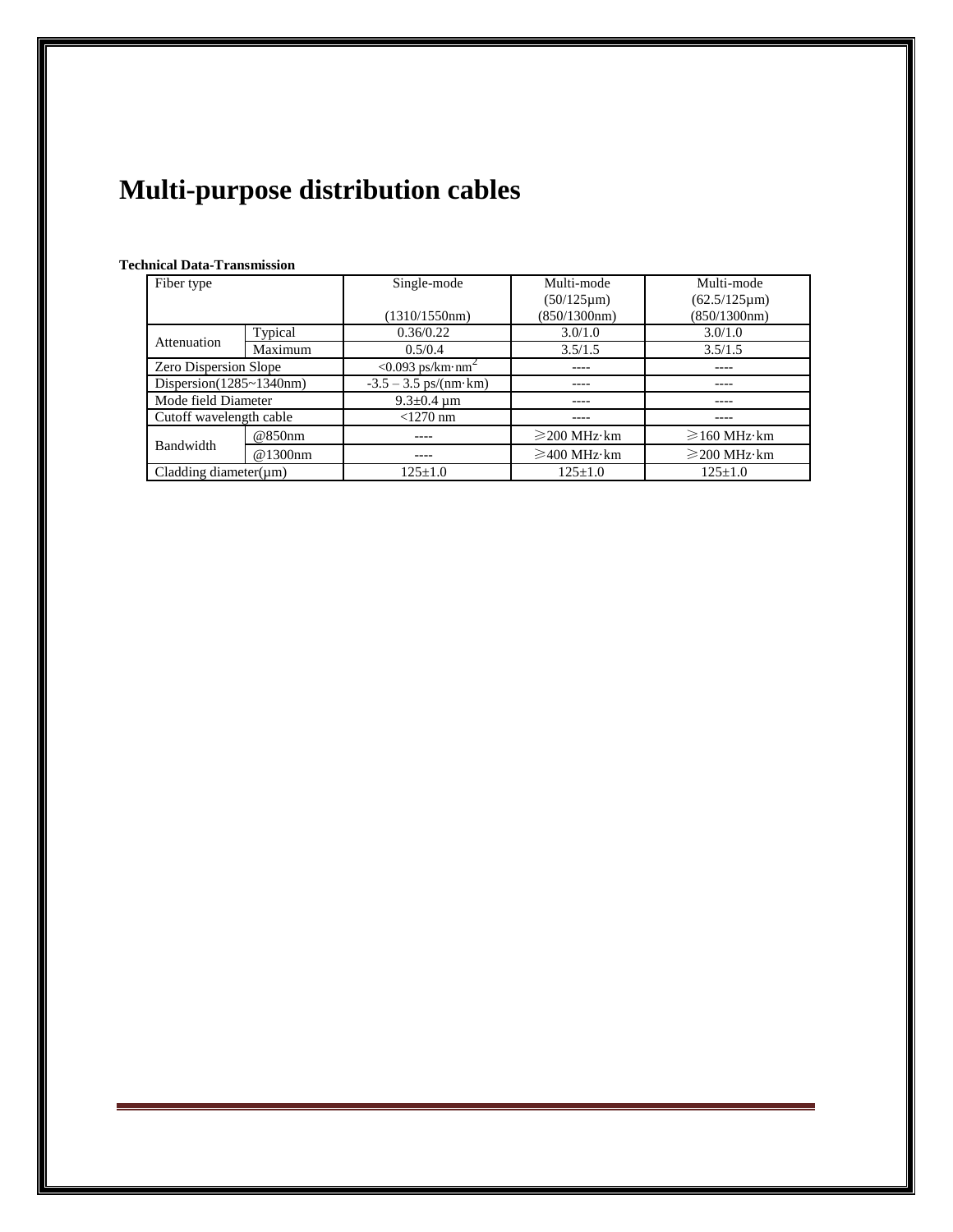# Multi-purpose distribution cables

**Technical Data-Transmission**

| Fiber type | | Single-mode (1310/1550nm) | Multi-mode (50/125μm) (850/1300nm) | Multi-mode (62.5/125μm) (850/1300nm) |
|---|---|---|---|---|
| Attenuation | Typical | 0.36/0.22 | 3.0/1.0 | 3.0/1.0 |
| | Maximum | 0.5/0.4 | 3.5/1.5 | 3.5/1.5 |
| Zero Dispersion Slope | | <0.093 ps/km·nm$^2$ | ---- | ---- |
| Dispersion(1285~1340nm) | | -3.5 – 3.5 ps/(nm·km) | ---- | ---- |
| Mode field Diameter | | 9.3±0.4 μm | ---- | ---- |
| Cutoff wavelength cable | | <1270 nm | ---- | ---- |
| Bandwidth | @850nm | ---- | ≥200 MHz·km | ≥160 MHz·km |
| | @1300nm | ---- | ≥400 MHz·km | ≥200 MHz·km |
| Cladding diameter(μm) | | 125±1.0 | 125±1.0 | 125±1.0 |